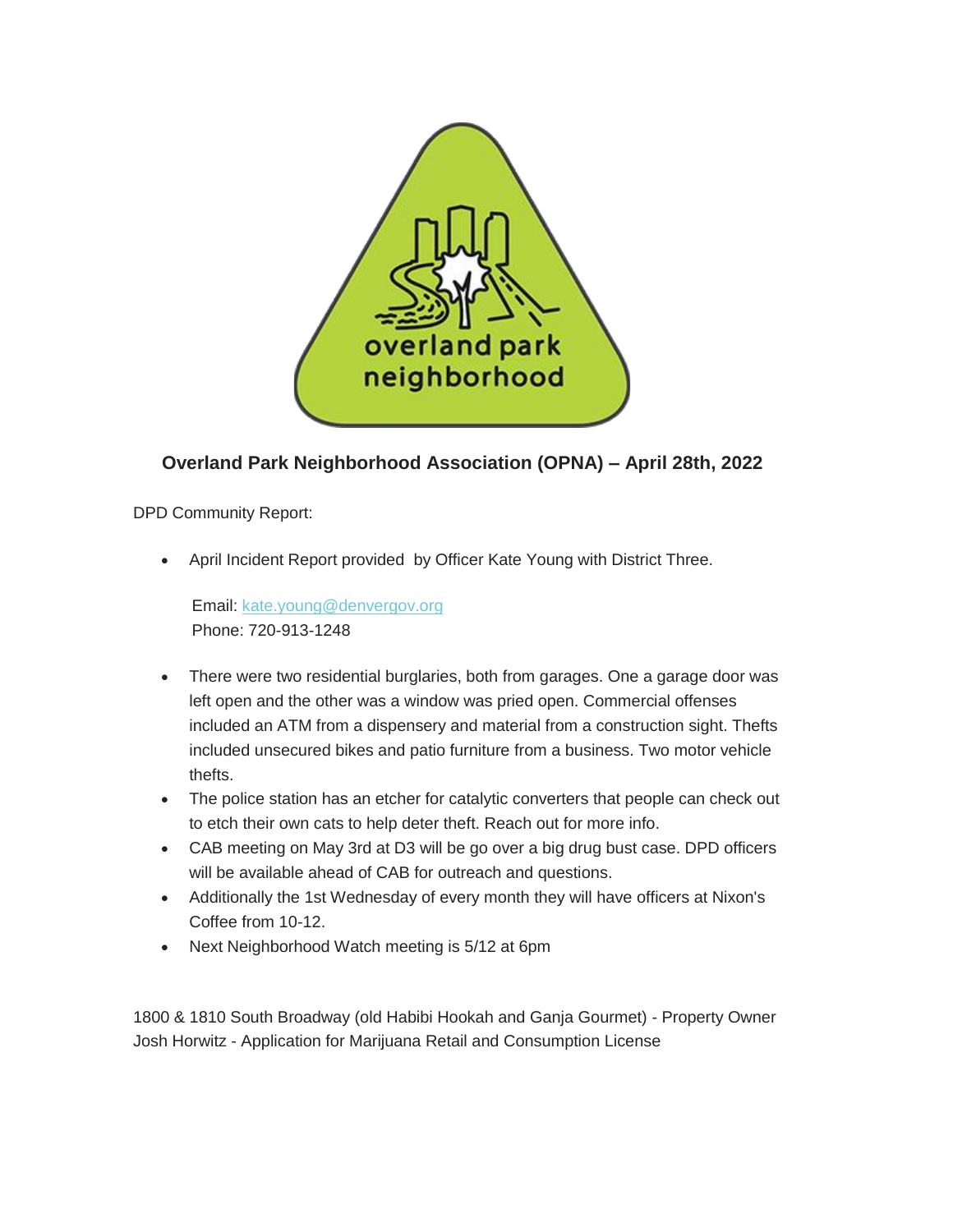overland park neighborhood

## Overland Park Neighborhood Association (OPNA) – April 28th, 2022

DPD Community Report:

- April Incident Report provided by Officer Kate Young with District Three.

  Email: kate.young@denvergov.org
  Phone: 720-913-1248

- There were two residential burglaries, both from garages. One a garage door was left open and the other was a window was pried open. Commercial offenses included an ATM from a dispensery and material from a construction sight. Thefts included unsecured bikes and patio furniture from a business. Two motor vehicle thefts.
- The police station has an etcher for catalytic converters that people can check out to etch their own cats to help deter theft. Reach out for more info.
- CAB meeting on May 3rd at D3 will be go over a big drug bust case. DPD officers will be available ahead of CAB for outreach and questions.
- Additionally the 1st Wednesday of every month they will have officers at Nixon's Coffee from 10-12.
- Next Neighborhood Watch meeting is 5/12 at 6pm

1800 & 1810 South Broadway (old Habibi Hookah and Ganja Gourmet) - Property Owner Josh Horwitz - Application for Marijuana Retail and Consumption License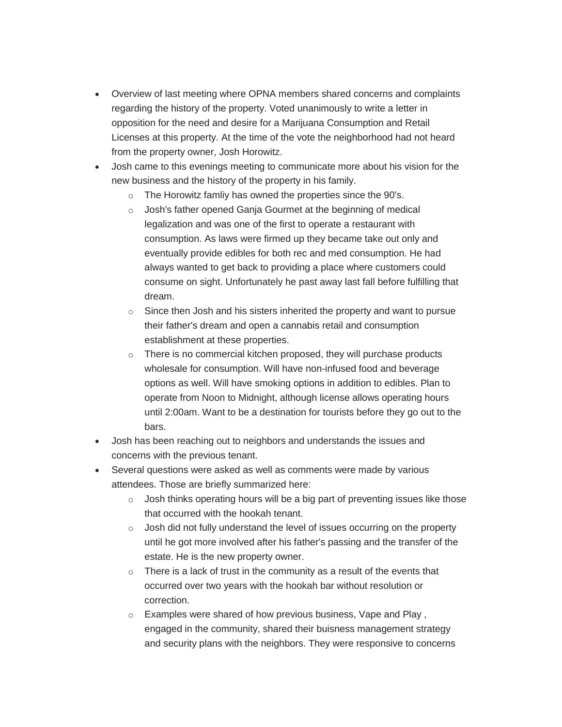- Overview of last meeting where OPNA members shared concerns and complaints regarding the history of the property. Voted unanimously to write a letter in opposition for the need and desire for a Marijuana Consumption and Retail Licenses at this property. At the time of the vote the neighborhood had not heard from the property owner, Josh Horowitz.
- Josh came to this evenings meeting to communicate more about his vision for the new business and the history of the property in his family.
    - The Horowitz famliy has owned the properties since the 90's.
    - Josh's father opened Ganja Gourmet at the beginning of medical legalization and was one of the first to operate a restaurant with consumption. As laws were firmed up they became take out only and eventually provide edibles for both rec and med consumption. He had always wanted to get back to providing a place where customers could consume on sight. Unfortunately he past away last fall before fulfilling that dream.
    - Since then Josh and his sisters inherited the property and want to pursue their father's dream and open a cannabis retail and consumption establishment at these properties.
    - There is no commercial kitchen proposed, they will purchase products wholesale for consumption. Will have non-infused food and beverage options as well. Will have smoking options in addition to edibles. Plan to operate from Noon to Midnight, although license allows operating hours until 2:00am. Want to be a destination for tourists before they go out to the bars.
- Josh has been reaching out to neighbors and understands the issues and concerns with the previous tenant.
- Several questions were asked as well as comments were made by various attendees. Those are briefly summarized here:
    - Josh thinks operating hours will be a big part of preventing issues like those that occurred with the hookah tenant.
    - Josh did not fully understand the level of issues occurring on the property until he got more involved after his father's passing and the transfer of the estate. He is the new property owner.
    - There is a lack of trust in the community as a result of the events that occurred over two years with the hookah bar without resolution or correction.
    - Examples were shared of how previous business, Vape and Play , engaged in the community, shared their buisness management strategy and security plans with the neighbors. They were responsive to concerns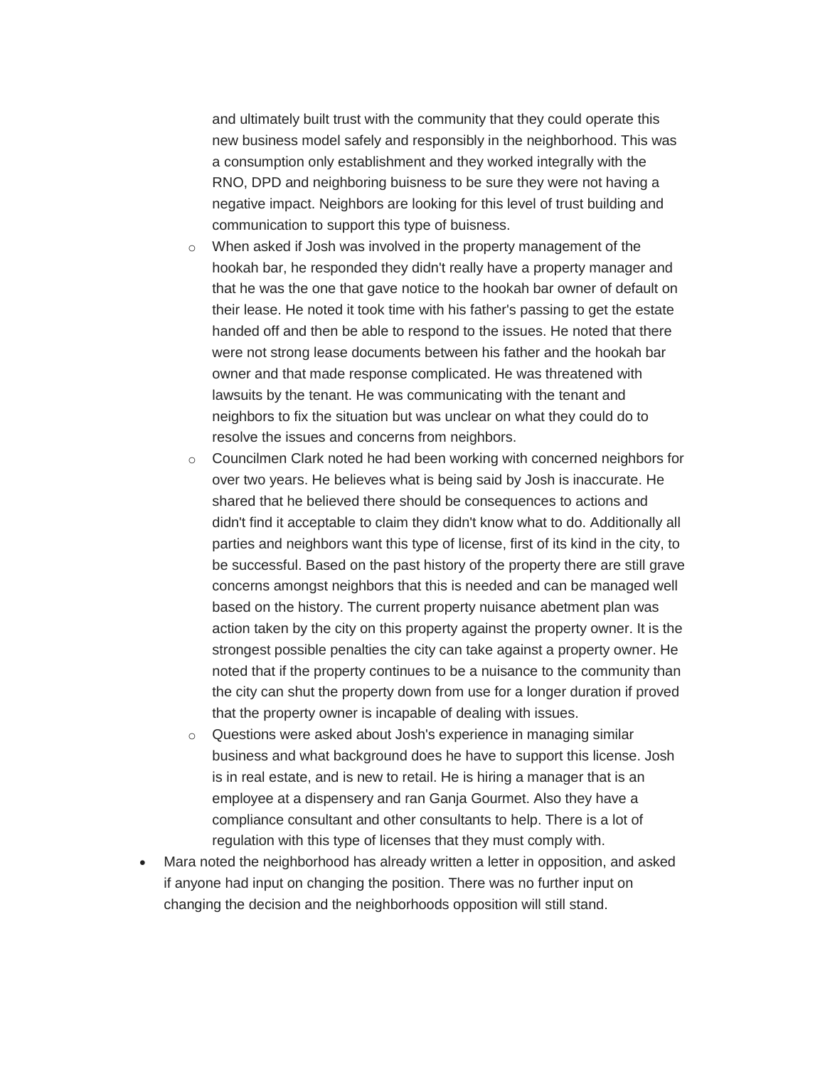and ultimately built trust with the community that they could operate this new business model safely and responsibly in the neighborhood. This was a consumption only establishment and they worked integrally with the RNO, DPD and neighboring buisness to be sure they were not having a negative impact. Neighbors are looking for this level of trust building and communication to support this type of buisness.

  - When asked if Josh was involved in the property management of the hookah bar, he responded they didn't really have a property manager and that he was the one that gave notice to the hookah bar owner of default on their lease. He noted it took time with his father's passing to get the estate handed off and then be able to respond to the issues. He noted that there were not strong lease documents between his father and the hookah bar owner and that made response complicated. He was threatened with lawsuits by the tenant. He was communicating with the tenant and neighbors to fix the situation but was unclear on what they could do to resolve the issues and concerns from neighbors.
  - Councilmen Clark noted he had been working with concerned neighbors for over two years. He believes what is being said by Josh is inaccurate. He shared that he believed there should be consequences to actions and didn't find it acceptable to claim they didn't know what to do. Additionally all parties and neighbors want this type of license, first of its kind in the city, to be successful. Based on the past history of the property there are still grave concerns amongst neighbors that this is needed and can be managed well based on the history. The current property nuisance abetment plan was action taken by the city on this property against the property owner. It is the strongest possible penalties the city can take against a property owner. He noted that if the property continues to be a nuisance to the community than the city can shut the property down from use for a longer duration if proved that the property owner is incapable of dealing with issues.
  - Questions were asked about Josh's experience in managing similar business and what background does he have to support this license. Josh is in real estate, and is new to retail. He is hiring a manager that is an employee at a dispensery and ran Ganja Gourmet. Also they have a compliance consultant and other consultants to help. There is a lot of regulation with this type of licenses that they must comply with.

- Mara noted the neighborhood has already written a letter in opposition, and asked if anyone had input on changing the position. There was no further input on changing the decision and the neighborhoods opposition will still stand.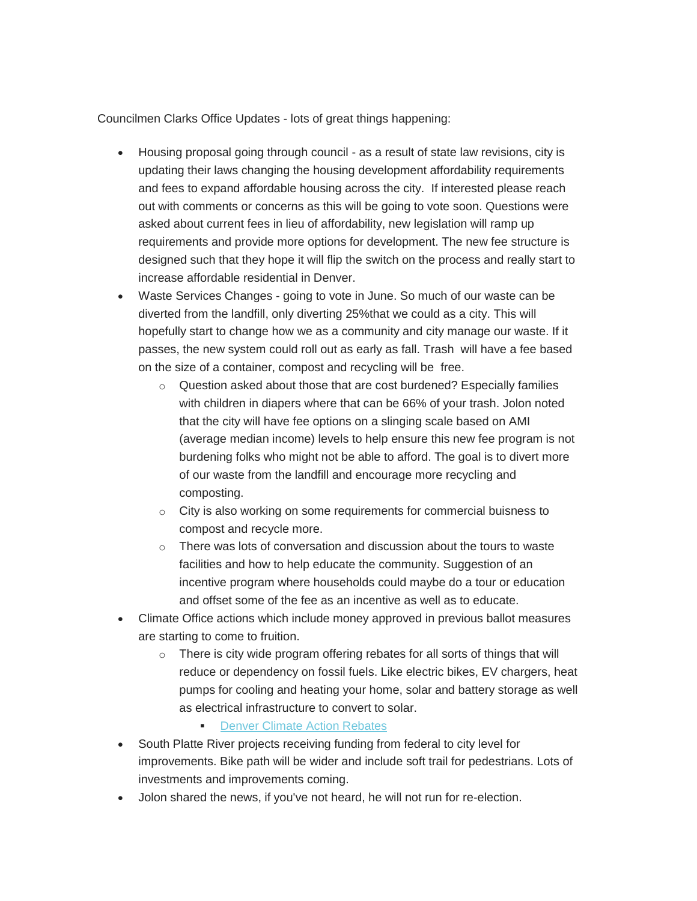Councilmen Clarks Office Updates - lots of great things happening:

- Housing proposal going through council - as a result of state law revisions, city is updating their laws changing the housing development affordability requirements and fees to expand affordable housing across the city.  If interested please reach out with comments or concerns as this will be going to vote soon. Questions were asked about current fees in lieu of affordability, new legislation will ramp up requirements and provide more options for development. The new fee structure is designed such that they hope it will flip the switch on the process and really start to increase affordable residential in Denver.
- Waste Services Changes - going to vote in June. So much of our waste can be diverted from the landfill, only diverting 25%that we could as a city. This will hopefully start to change how we as a community and city manage our waste. If it passes, the new system could roll out as early as fall. Trash  will have a fee based on the size of a container, compost and recycling will be  free.
    - Question asked about those that are cost burdened? Especially families with children in diapers where that can be 66% of your trash. Jolon noted that the city will have fee options on a slinging scale based on AMI (average median income) levels to help ensure this new fee program is not burdening folks who might not be able to afford. The goal is to divert more of our waste from the landfill and encourage more recycling and composting.
    - City is also working on some requirements for commercial buisness to compost and recycle more.
    - There was lots of conversation and discussion about the tours to waste facilities and how to help educate the community. Suggestion of an incentive program where households could maybe do a tour or education and offset some of the fee as an incentive as well as to educate.
- Climate Office actions which include money approved in previous ballot measures are starting to come to fruition.
    - There is city wide program offering rebates for all sorts of things that will reduce or dependency on fossil fuels. Like electric bikes, EV chargers, heat pumps for cooling and heating your home, solar and battery storage as well as electrical infrastructure to convert to solar.
        - Denver Climate Action Rebates
- South Platte River projects receiving funding from federal to city level for improvements. Bike path will be wider and include soft trail for pedestrians. Lots of investments and improvements coming.
- Jolon shared the news, if you've not heard, he will not run for re-election.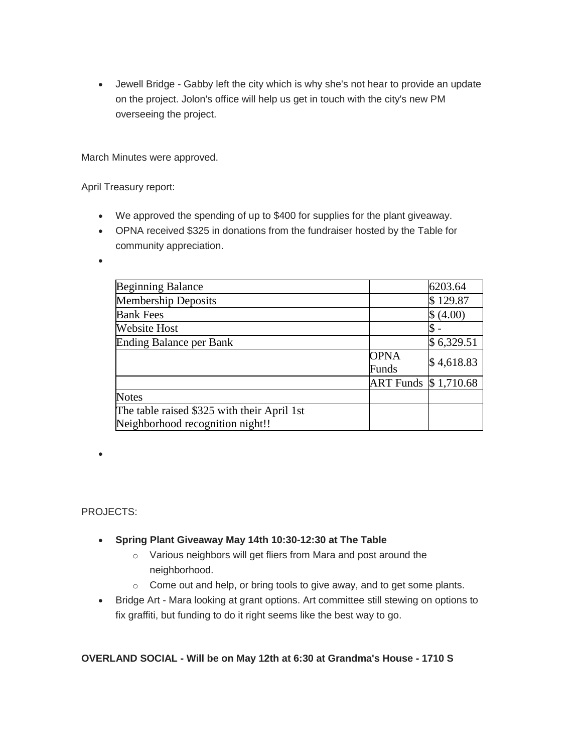- Jewell Bridge - Gabby left the city which is why she's not hear to provide an update on the project. Jolon's office will help us get in touch with the city's new PM overseeing the project.

March Minutes were approved.

April Treasury report:

- We approved the spending of up to $400 for supplies for the plant giveaway.
- OPNA received $325 in donations from the fundraiser hosted by the Table for community appreciation.
- 

| Beginning Balance | | 6203.64 |
|---|---|---|
| Membership Deposits | | $ 129.87 |
| Bank Fees | | $ (4.00) |
| Website Host | | $ - |
| Ending Balance per Bank | | $ 6,329.51 |
| | OPNA Funds | $ 4,618.83 |
| | ART Funds | $ 1,710.68 |
| Notes | | |
| The table raised $325 with their April 1st Neighborhood recognition night!! | | |

- 

PROJECTS:

- **Spring Plant Giveaway May 14th 10:30-12:30 at The Table**
  - Various neighbors will get fliers from Mara and post around the neighborhood.
  - Come out and help, or bring tools to give away, and to get some plants.
- Bridge Art - Mara looking at grant options. Art committee still stewing on options to fix graffiti, but funding to do it right seems like the best way to go.

**OVERLAND SOCIAL - Will be on May 12th at 6:30 at Grandma's House - 1710 S**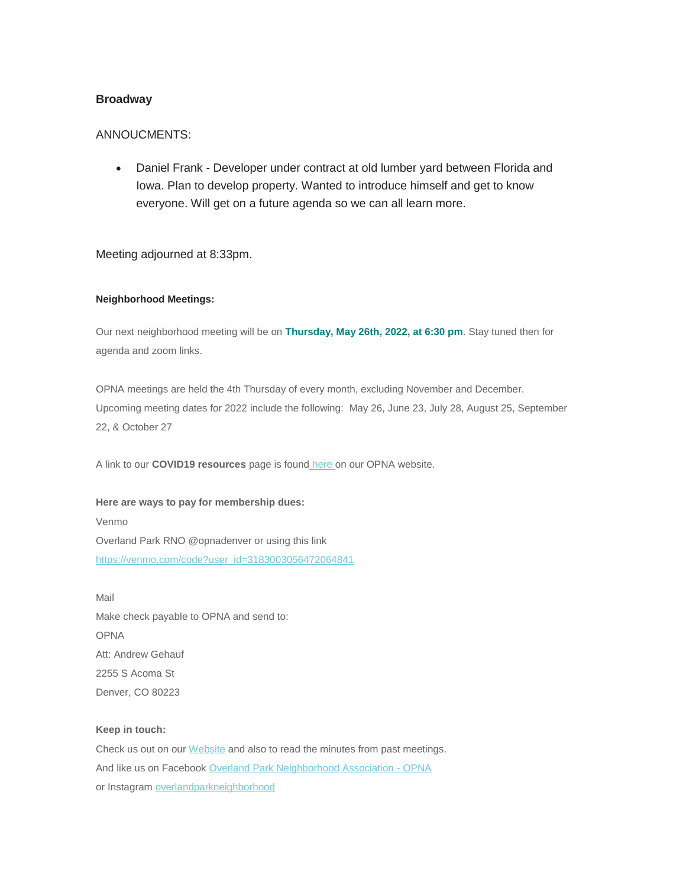**Broadway**

ANNOUCMENTS:

- Daniel Frank - Developer under contract at old lumber yard between Florida and Iowa. Plan to develop property. Wanted to introduce himself and get to know everyone. Will get on a future agenda so we can all learn more.

Meeting adjourned at 8:33pm.

**Neighborhood Meetings:**

Our next neighborhood meeting will be on **Thursday, May 26th, 2022, at 6:30 pm**. Stay tuned then for agenda and zoom links.

OPNA meetings are held the 4th Thursday of every month, excluding November and December. Upcoming meeting dates for 2022 include the following: May 26, June 23, July 28, August 25, September 22, & October 27

A link to our **COVID19 resources** page is found here on our OPNA website.

**Here are ways to pay for membership dues:**
Venmo
Overland Park RNO @opnadenver or using this link
https://venmo.com/code?user_id=3183003056472064841

Mail
Make check payable to OPNA and send to:
OPNA
Att: Andrew Gehauf
2255 S Acoma St
Denver, CO 80223

**Keep in touch:**
Check us out on our Website and also to read the minutes from past meetings.
And like us on Facebook Overland Park Neighborhood Association - OPNA
or Instagram overlandparkneighborhood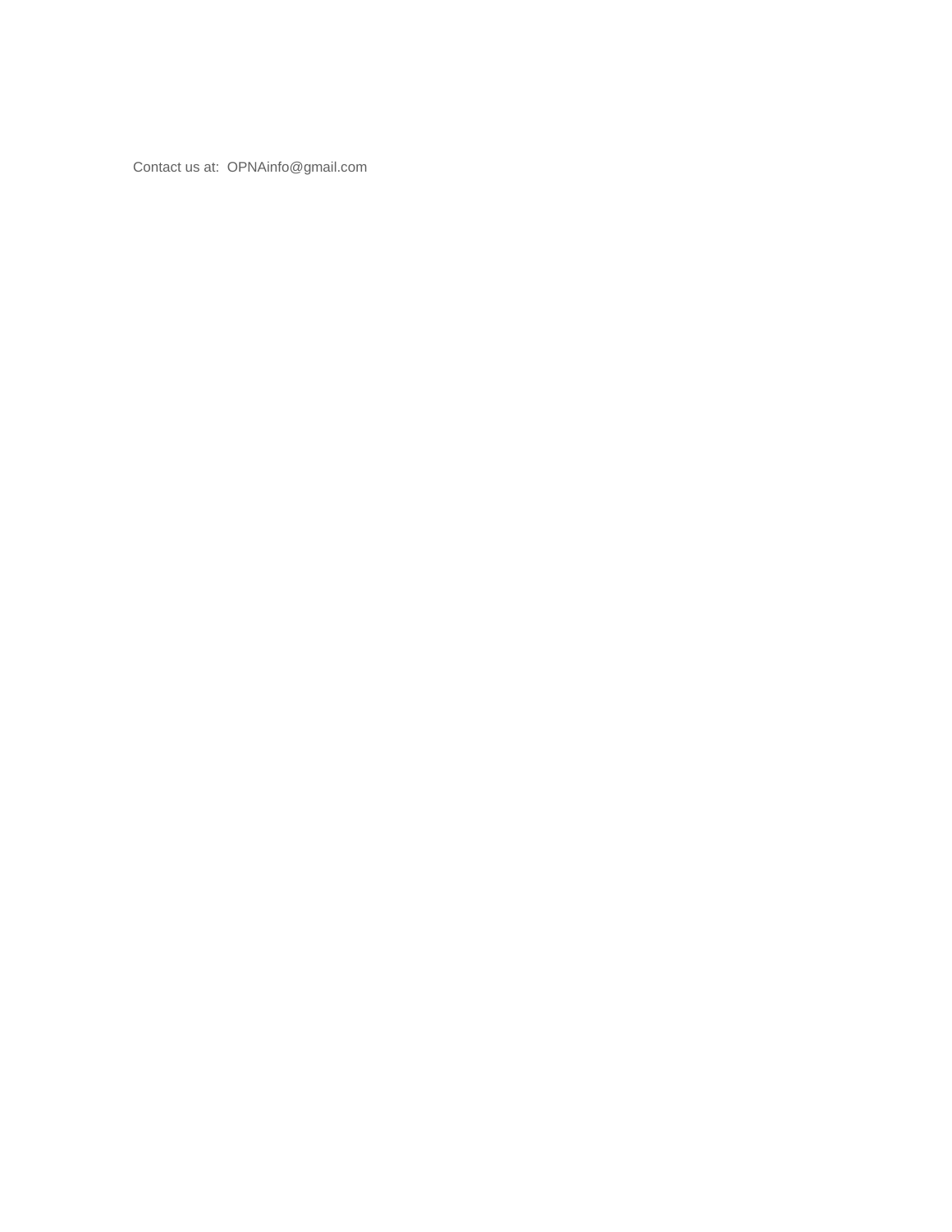Contact us at: OPNAinfo@gmail.com